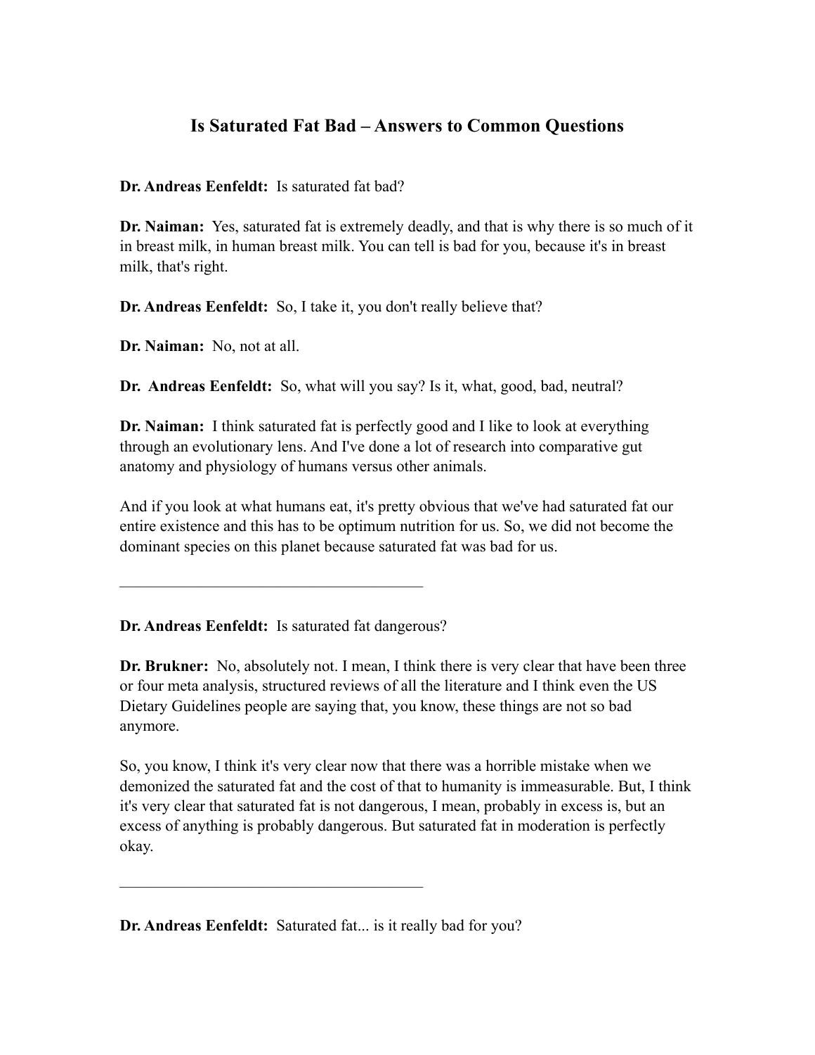# Is Saturated Fat Bad – Answers to Common Questions

**Dr. Andreas Eenfeldt:** Is saturated fat bad?

**Dr. Naiman:** Yes, saturated fat is extremely deadly, and that is why there is so much of it in breast milk, in human breast milk. You can tell is bad for you, because it's in breast milk, that's right.

**Dr. Andreas Eenfeldt:** So, I take it, you don't really believe that?

**Dr. Naiman:** No, not at all.

**Dr. Andreas Eenfeldt:** So, what will you say? Is it, what, good, bad, neutral?

**Dr. Naiman:** I think saturated fat is perfectly good and I like to look at everything through an evolutionary lens. And I've done a lot of research into comparative gut anatomy and physiology of humans versus other animals.

And if you look at what humans eat, it's pretty obvious that we've had saturated fat our entire existence and this has to be optimum nutrition for us. So, we did not become the dominant species on this planet because saturated fat was bad for us.

---

**Dr. Andreas Eenfeldt:** Is saturated fat dangerous?

**Dr. Brukner:** No, absolutely not. I mean, I think there is very clear that have been three or four meta analysis, structured reviews of all the literature and I think even the US Dietary Guidelines people are saying that, you know, these things are not so bad anymore.

So, you know, I think it's very clear now that there was a horrible mistake when we demonized the saturated fat and the cost of that to humanity is immeasurable. But, I think it's very clear that saturated fat is not dangerous, I mean, probably in excess is, but an excess of anything is probably dangerous. But saturated fat in moderation is perfectly okay.

---

**Dr. Andreas Eenfeldt:** Saturated fat... is it really bad for you?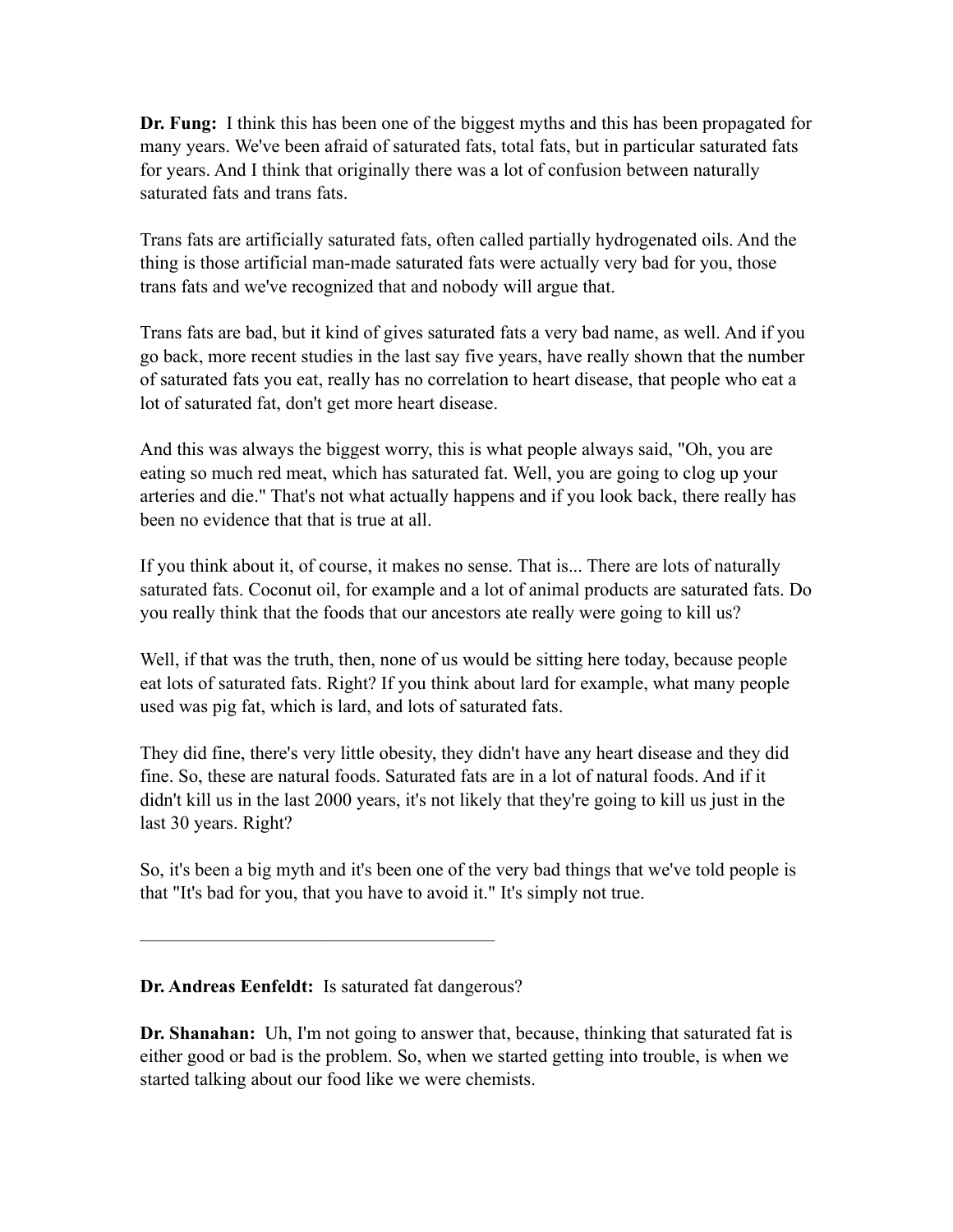**Dr. Fung:** I think this has been one of the biggest myths and this has been propagated for many years. We've been afraid of saturated fats, total fats, but in particular saturated fats for years. And I think that originally there was a lot of confusion between naturally saturated fats and trans fats.

Trans fats are artificially saturated fats, often called partially hydrogenated oils. And the thing is those artificial man-made saturated fats were actually very bad for you, those trans fats and we've recognized that and nobody will argue that.

Trans fats are bad, but it kind of gives saturated fats a very bad name, as well. And if you go back, more recent studies in the last say five years, have really shown that the number of saturated fats you eat, really has no correlation to heart disease, that people who eat a lot of saturated fat, don't get more heart disease.

And this was always the biggest worry, this is what people always said, "Oh, you are eating so much red meat, which has saturated fat. Well, you are going to clog up your arteries and die." That's not what actually happens and if you look back, there really has been no evidence that that is true at all.

If you think about it, of course, it makes no sense. That is... There are lots of naturally saturated fats. Coconut oil, for example and a lot of animal products are saturated fats. Do you really think that the foods that our ancestors ate really were going to kill us?

Well, if that was the truth, then, none of us would be sitting here today, because people eat lots of saturated fats. Right? If you think about lard for example, what many people used was pig fat, which is lard, and lots of saturated fats.

They did fine, there's very little obesity, they didn't have any heart disease and they did fine. So, these are natural foods. Saturated fats are in a lot of natural foods. And if it didn't kill us in the last 2000 years, it's not likely that they're going to kill us just in the last 30 years. Right?

So, it's been a big myth and it's been one of the very bad things that we've told people is that "It's bad for you, that you have to avoid it." It's simply not true.

---

**Dr. Andreas Eenfeldt:** Is saturated fat dangerous?

**Dr. Shanahan:** Uh, I'm not going to answer that, because, thinking that saturated fat is either good or bad is the problem. So, when we started getting into trouble, is when we started talking about our food like we were chemists.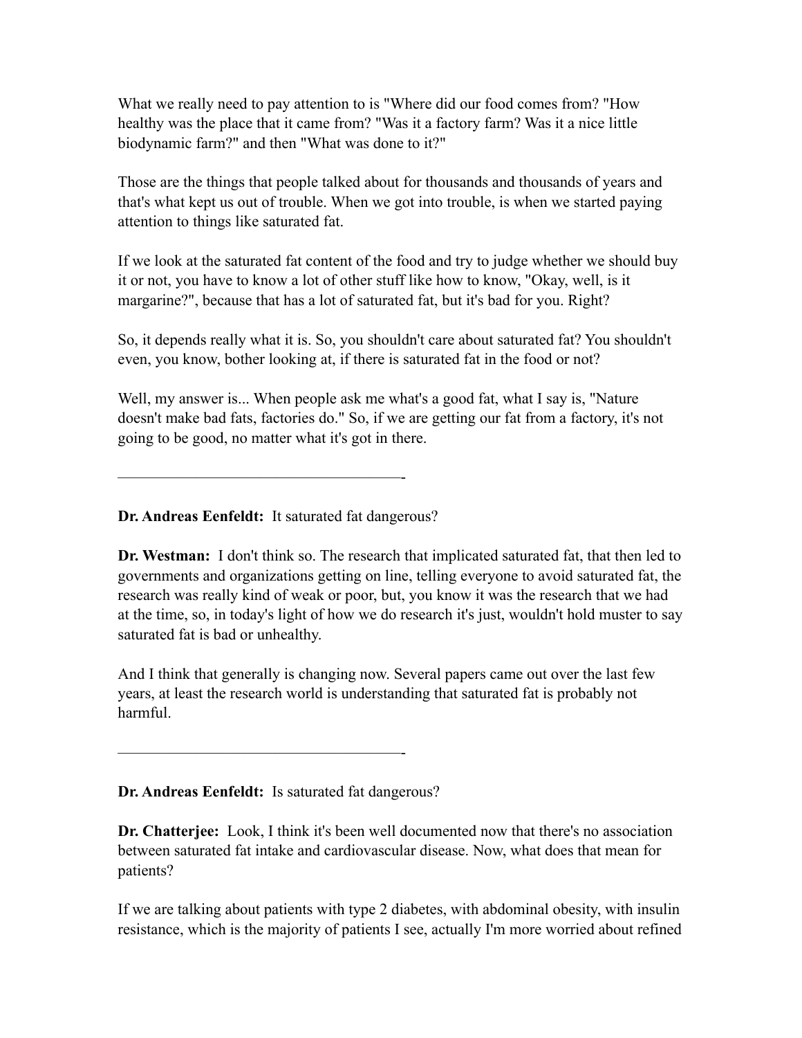What we really need to pay attention to is "Where did our food comes from? "How healthy was the place that it came from? "Was it a factory farm? Was it a nice little biodynamic farm?" and then "What was done to it?"

Those are the things that people talked about for thousands and thousands of years and that's what kept us out of trouble. When we got into trouble, is when we started paying attention to things like saturated fat.

If we look at the saturated fat content of the food and try to judge whether we should buy it or not, you have to know a lot of other stuff like how to know, "Okay, well, is it margarine?", because that has a lot of saturated fat, but it's bad for you. Right?

So, it depends really what it is. So, you shouldn't care about saturated fat? You shouldn't even, you know, bother looking at, if there is saturated fat in the food or not?

Well, my answer is... When people ask me what's a good fat, what I say is, "Nature doesn't make bad fats, factories do." So, if we are getting our fat from a factory, it's not going to be good, no matter what it's got in there.

---

**Dr. Andreas Eenfeldt:** It saturated fat dangerous?

**Dr. Westman:** I don't think so. The research that implicated saturated fat, that then led to governments and organizations getting on line, telling everyone to avoid saturated fat, the research was really kind of weak or poor, but, you know it was the research that we had at the time, so, in today's light of how we do research it's just, wouldn't hold muster to say saturated fat is bad or unhealthy.

And I think that generally is changing now. Several papers came out over the last few years, at least the research world is understanding that saturated fat is probably not harmful.

---

**Dr. Andreas Eenfeldt:** Is saturated fat dangerous?

**Dr. Chatterjee:** Look, I think it's been well documented now that there's no association between saturated fat intake and cardiovascular disease. Now, what does that mean for patients?

If we are talking about patients with type 2 diabetes, with abdominal obesity, with insulin resistance, which is the majority of patients I see, actually I'm more worried about refined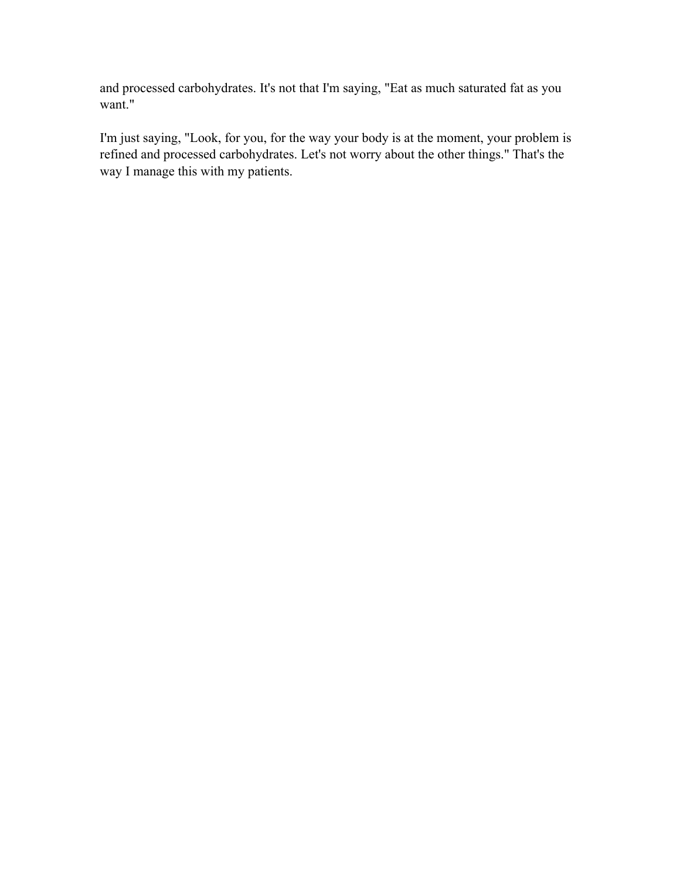and processed carbohydrates. It's not that I'm saying, "Eat as much saturated fat as you want."

I'm just saying, "Look, for you, for the way your body is at the moment, your problem is refined and processed carbohydrates. Let's not worry about the other things." That's the way I manage this with my patients.